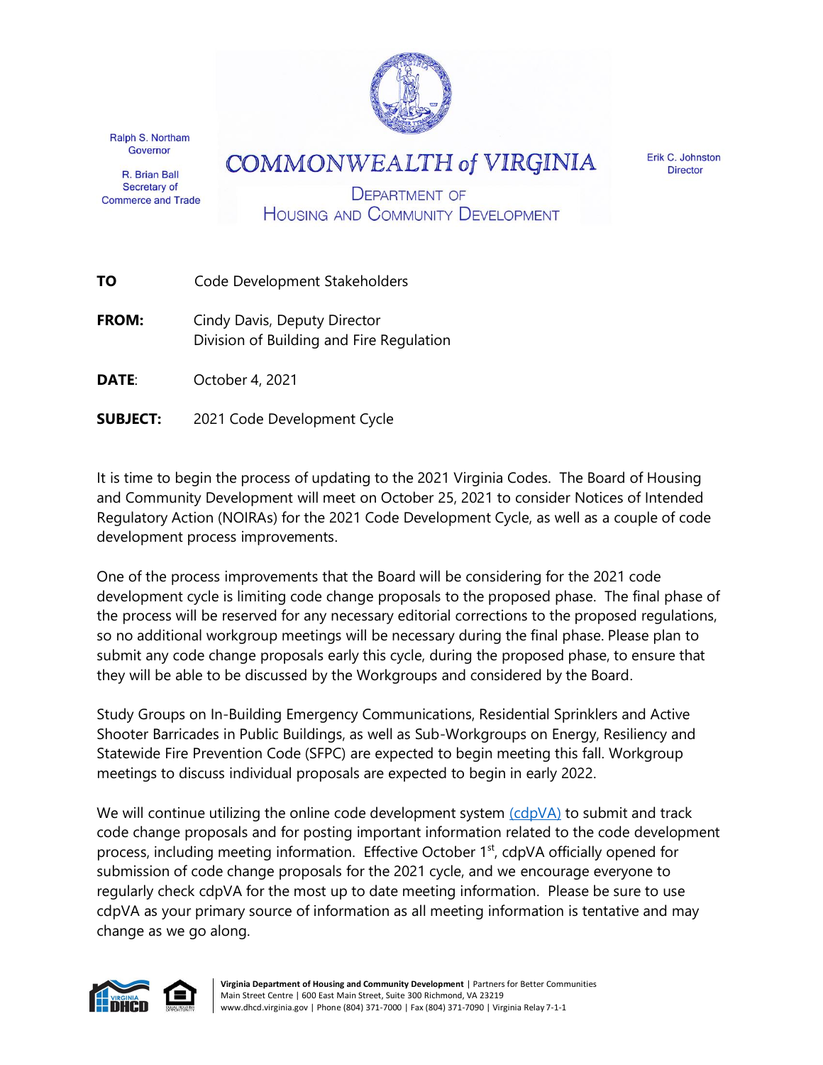Ralph S. Northam
Governor

R. Brian Ball
Secretary of
Commerce and Trade

# COMMONWEALTH of VIRGINIA

## DEPARTMENT OF HOUSING AND COMMUNITY DEVELOPMENT

Erik C. Johnston
Director

**TO** Code Development Stakeholders

**FROM:** Cindy Davis, Deputy Director
Division of Building and Fire Regulation

**DATE**: October 4, 2021

**SUBJECT:** 2021 Code Development Cycle

It is time to begin the process of updating to the 2021 Virginia Codes. The Board of Housing and Community Development will meet on October 25, 2021 to consider Notices of Intended Regulatory Action (NOIRAs) for the 2021 Code Development Cycle, as well as a couple of code development process improvements.

One of the process improvements that the Board will be considering for the 2021 code development cycle is limiting code change proposals to the proposed phase. The final phase of the process will be reserved for any necessary editorial corrections to the proposed regulations, so no additional workgroup meetings will be necessary during the final phase. Please plan to submit any code change proposals early this cycle, during the proposed phase, to ensure that they will be able to be discussed by the Workgroups and considered by the Board.

Study Groups on In-Building Emergency Communications, Residential Sprinklers and Active Shooter Barricades in Public Buildings, as well as Sub-Workgroups on Energy, Resiliency and Statewide Fire Prevention Code (SFPC) are expected to begin meeting this fall. Workgroup meetings to discuss individual proposals are expected to begin in early 2022.

We will continue utilizing the online code development system (cdpVA) to submit and track code change proposals and for posting important information related to the code development process, including meeting information. Effective October 1st, cdpVA officially opened for submission of code change proposals for the 2021 cycle, and we encourage everyone to regularly check cdpVA for the most up to date meeting information. Please be sure to use cdpVA as your primary source of information as all meeting information is tentative and may change as we go along.

**Virginia Department of Housing and Community Development** | Partners for Better Communities
Main Street Centre | 600 East Main Street, Suite 300 Richmond, VA 23219
www.dhcd.virginia.gov | Phone (804) 371-7000 | Fax (804) 371-7090 | Virginia Relay 7-1-1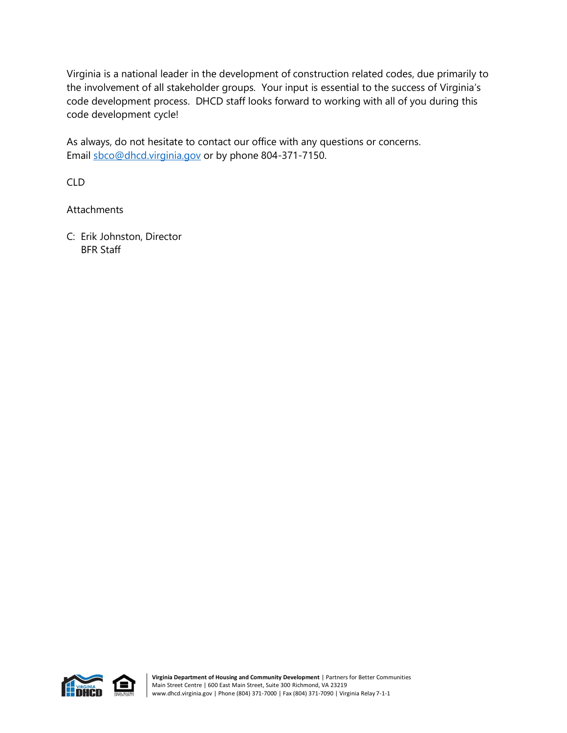Virginia is a national leader in the development of construction related codes, due primarily to the involvement of all stakeholder groups. Your input is essential to the success of Virginia's code development process. DHCD staff looks forward to working with all of you during this code development cycle!

As always, do not hesitate to contact our office with any questions or concerns.
Email sbco@dhcd.virginia.gov or by phone 804-371-7150.

CLD

Attachments

C: Erik Johnston, Director
BFR Staff